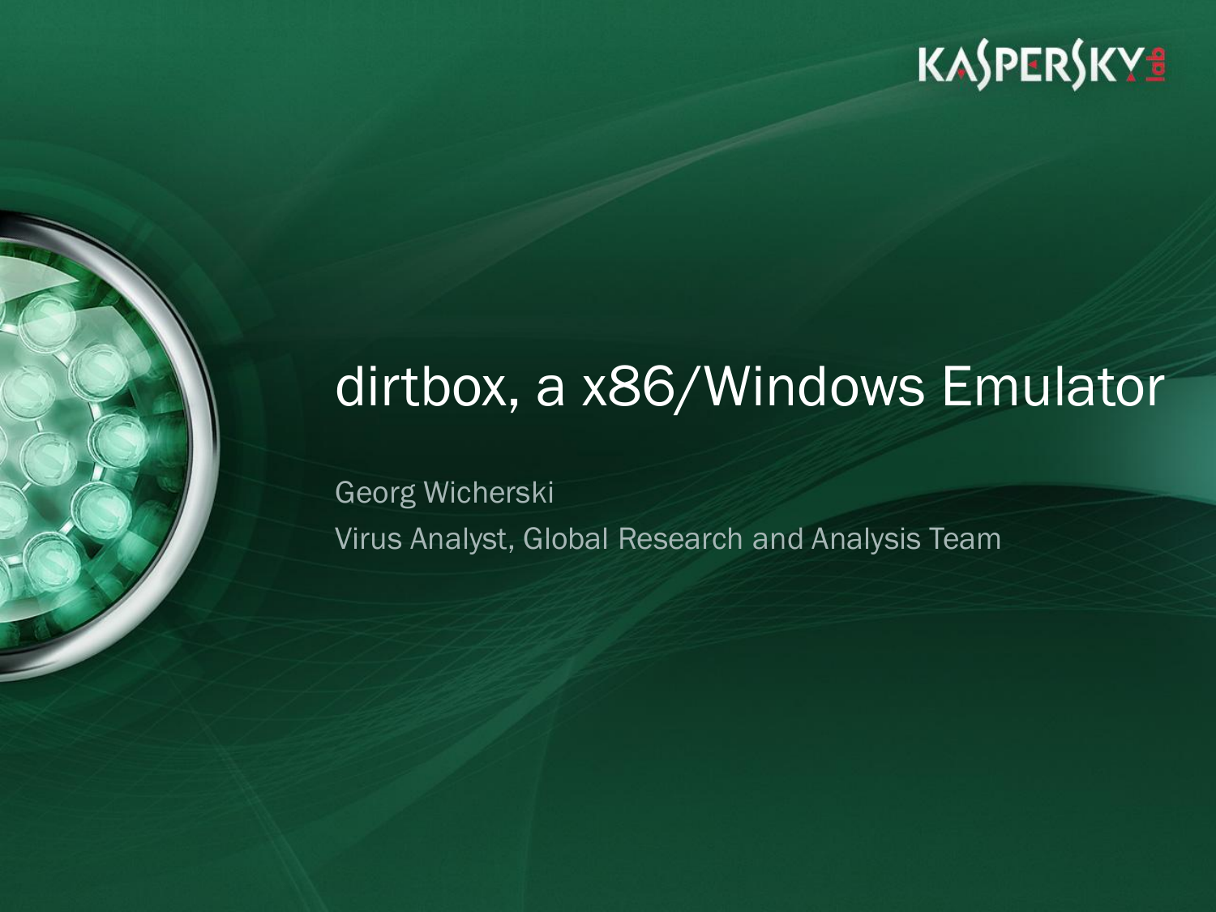# dirtbox, a x86/Windows Emulator

Georg Wicherski

Virus Analyst, Global Research and Analysis Team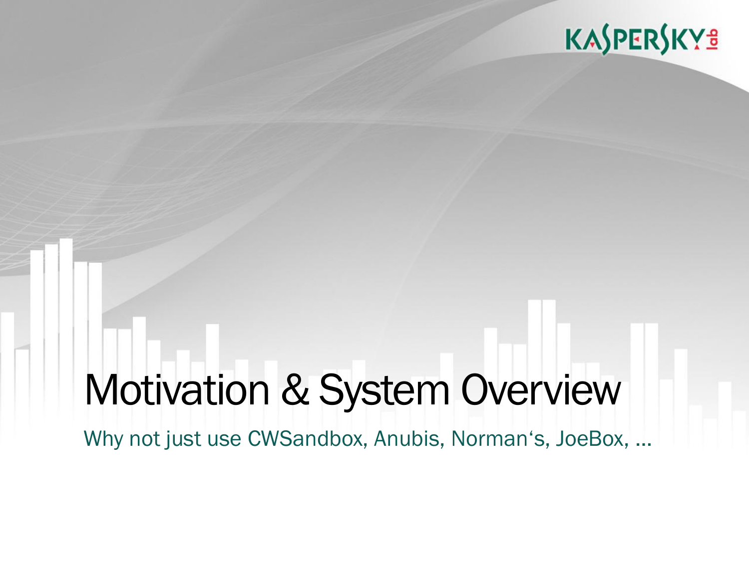# Motivation & System Overview

Why not just use CWSandbox, Anubis, Norman‘s, JoeBox, ...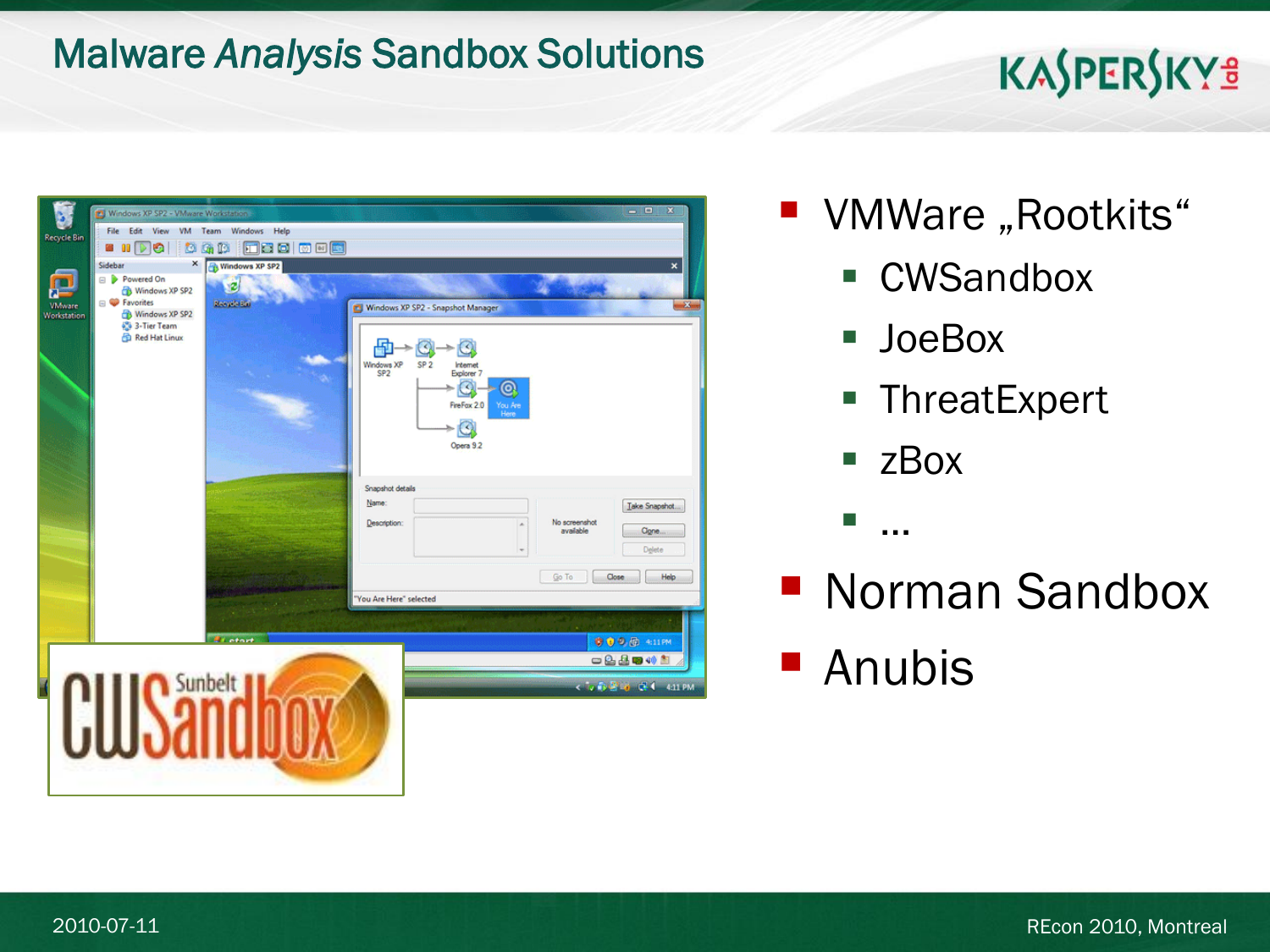# Malware *Analysis* Sandbox Solutions

- VMWare „Rootkits“
  - CWSandbox
  - JoeBox
  - ThreatExpert
  - zBox
  - …
- Norman Sandbox
- Anubis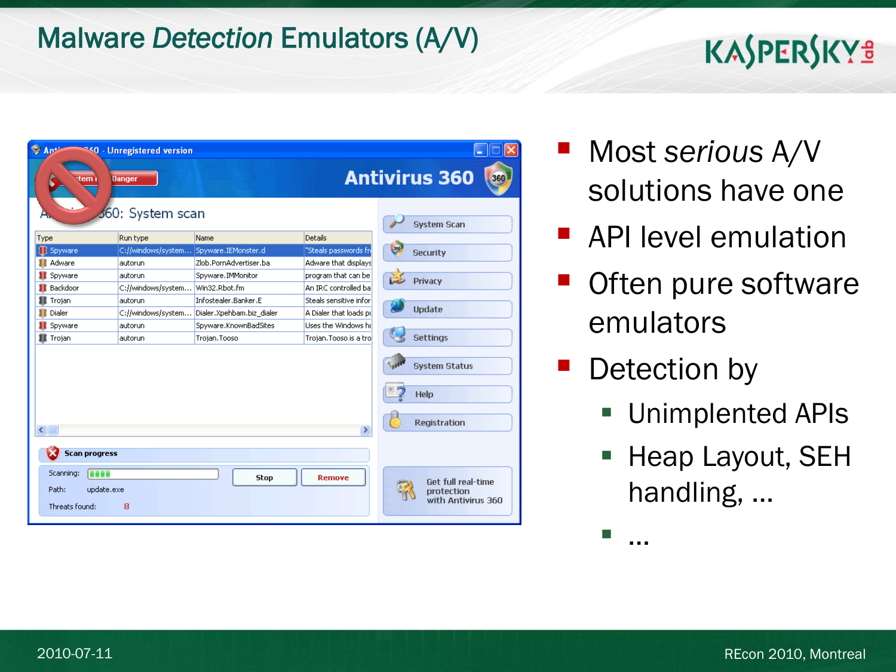# Malware *Detection* Emulators (A/V)

- Most *serious* A/V solutions have one
- API level emulation
- Often pure software emulators
- Detection by
  - Unimplented APIs
  - Heap Layout, SEH handling, ...
  - ...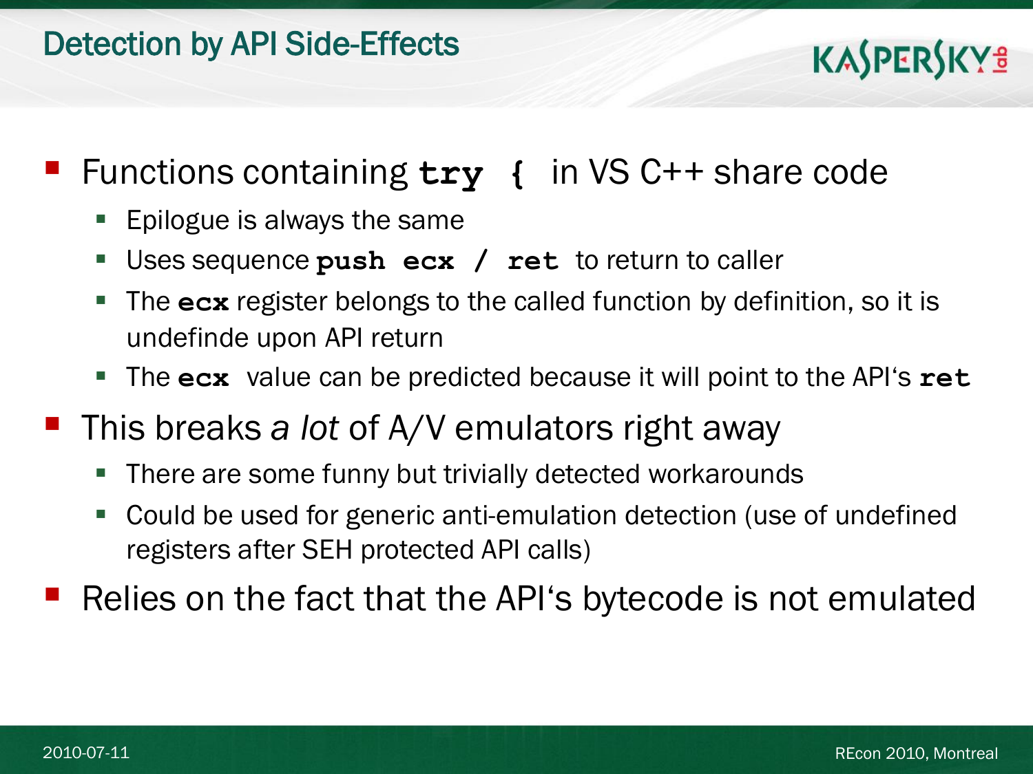# Detection by API Side-Effects

- Functions containing **`try {`** in VS C++ share code
  - Epilogue is always the same
  - Uses sequence **`push ecx / ret`** to return to caller
  - The **`ecx`** register belongs to the called function by definition, so it is undefinde upon API return
  - The **`ecx`** value can be predicted because it will point to the API's **`ret`**
- This breaks *a lot* of A/V emulators right away
  - There are some funny but trivially detected workarounds
  - Could be used for generic anti-emulation detection (use of undefined registers after SEH protected API calls)
- Relies on the fact that the API's bytecode is not emulated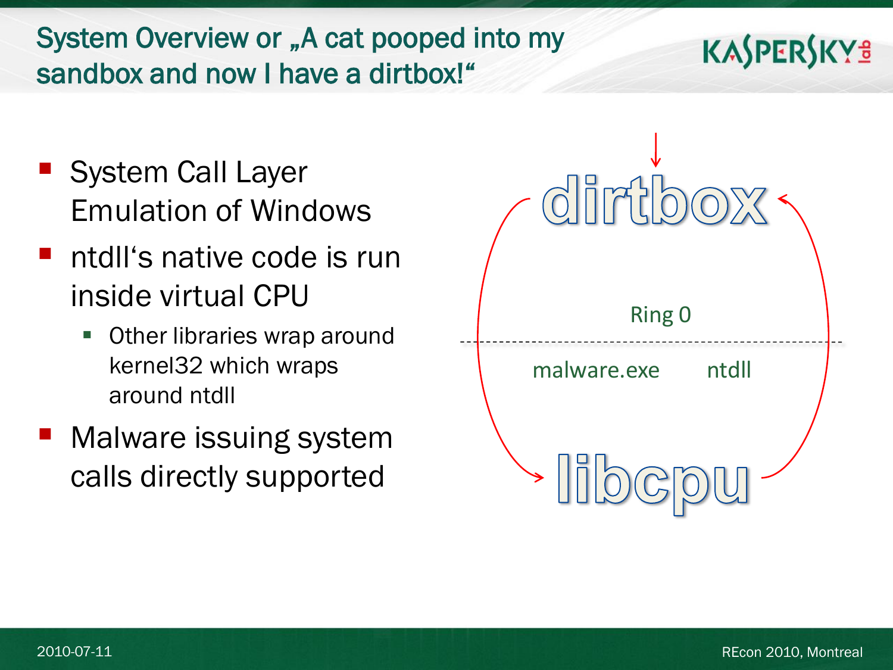# System Overview or „A cat pooped into my sandbox and now I have a dirtbox!“

- System Call Layer Emulation of Windows
- ntdll‘s native code is run inside virtual CPU
  - Other libraries wrap around kernel32 which wraps around ntdll
- Malware issuing system calls directly supported

dirtbox

Ring 0

malware.exe ntdll

libcpu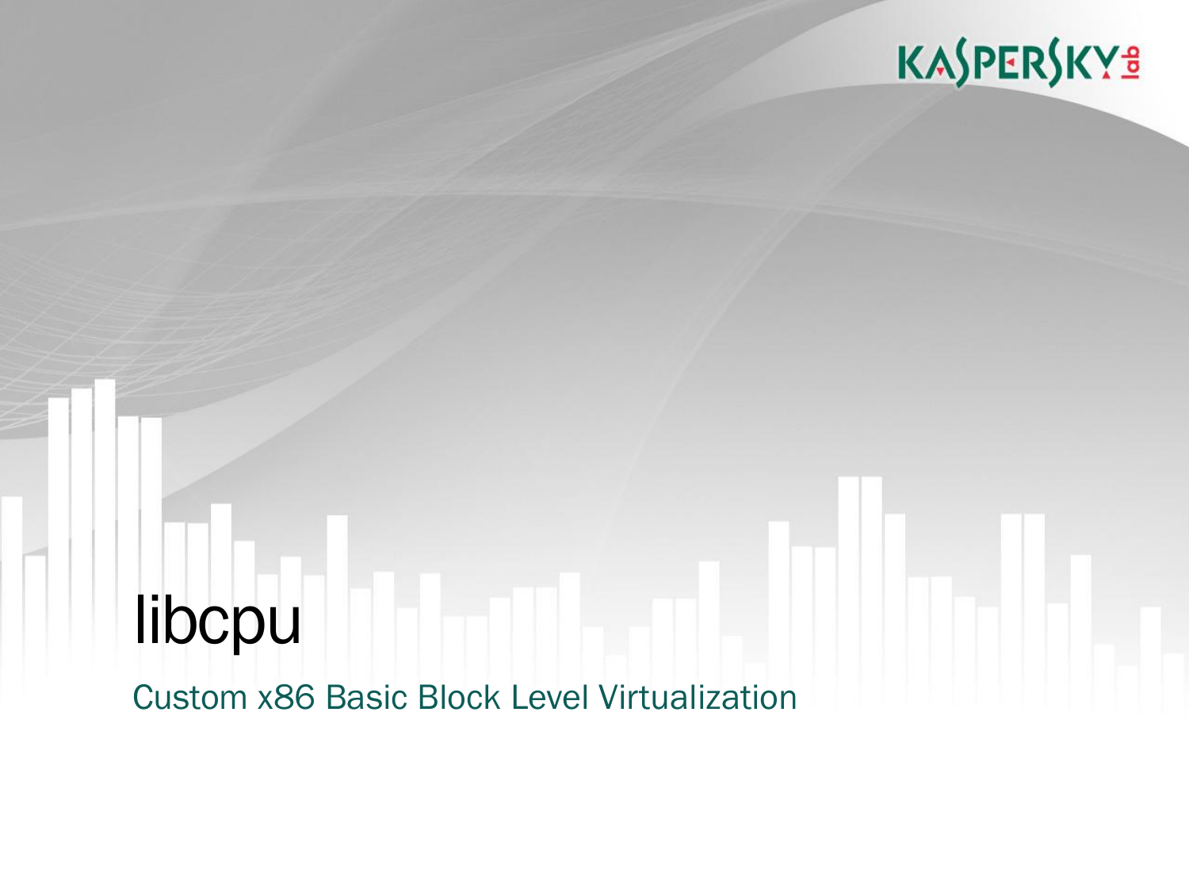# libcpu

## Custom x86 Basic Block Level Virtualization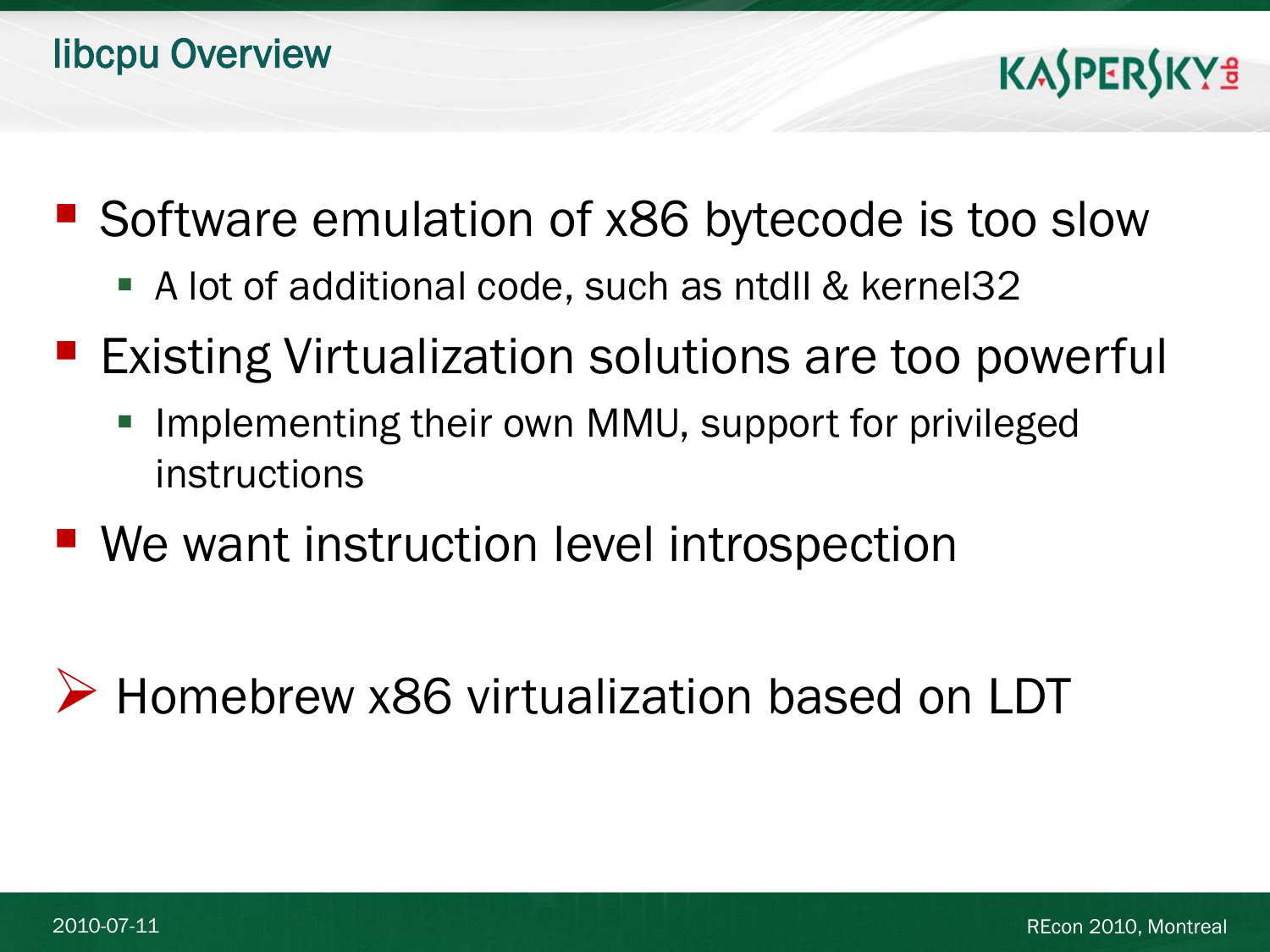# libcpu Overview

- Software emulation of x86 bytecode is too slow
  - A lot of additional code, such as ntdll & kernel32
- Existing Virtualization solutions are too powerful
  - Implementing their own MMU, support for privileged instructions
- We want instruction level introspection

➢ Homebrew x86 virtualization based on LDT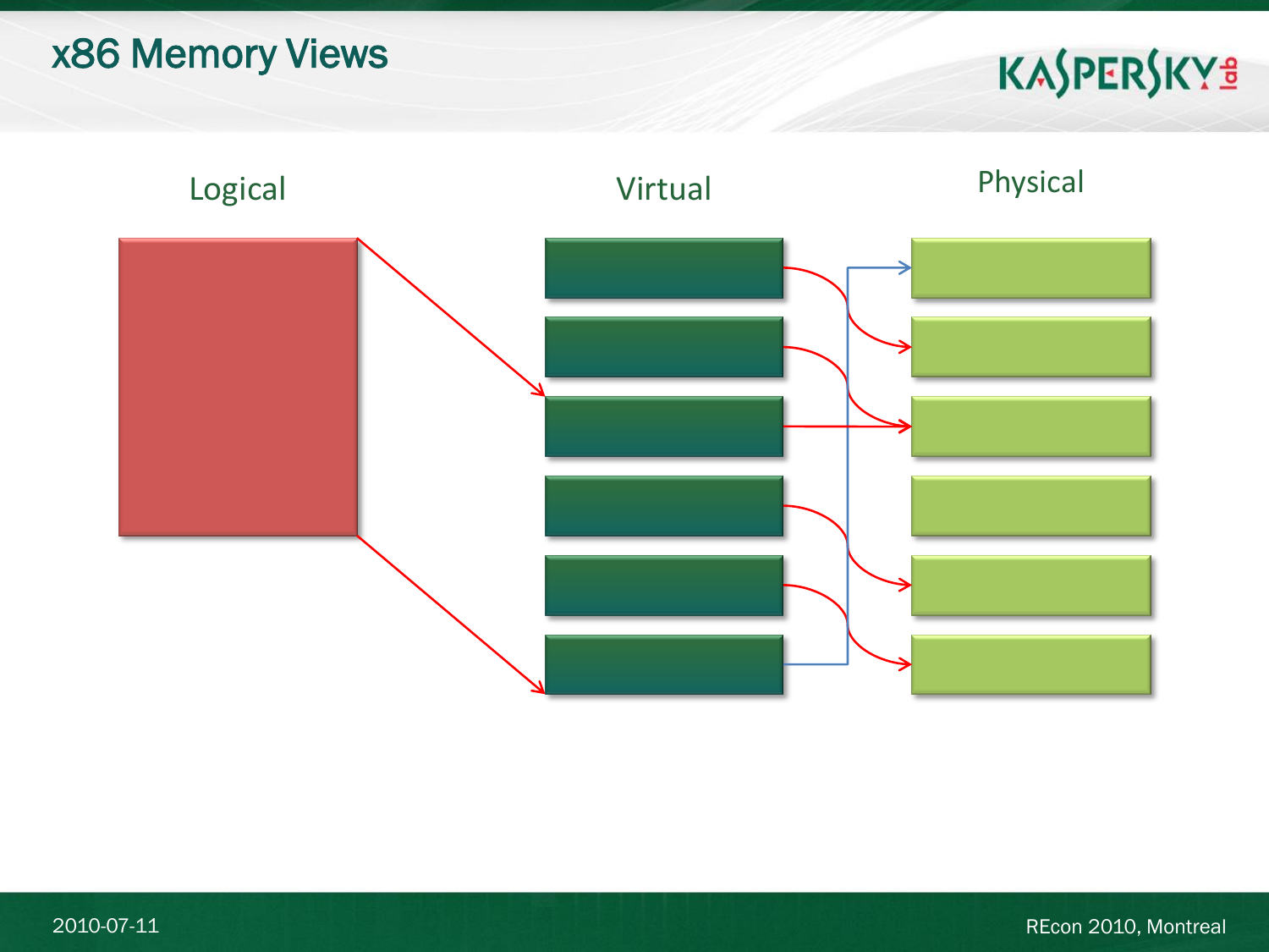# x86 Memory Views

Logical

Virtual

Physical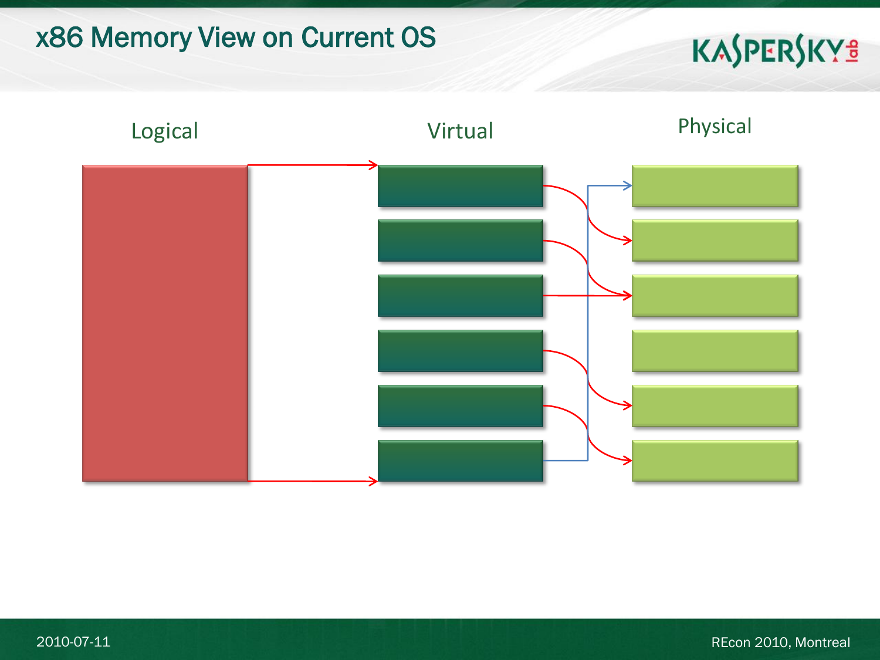# x86 Memory View on Current OS

Logical

Virtual

Physical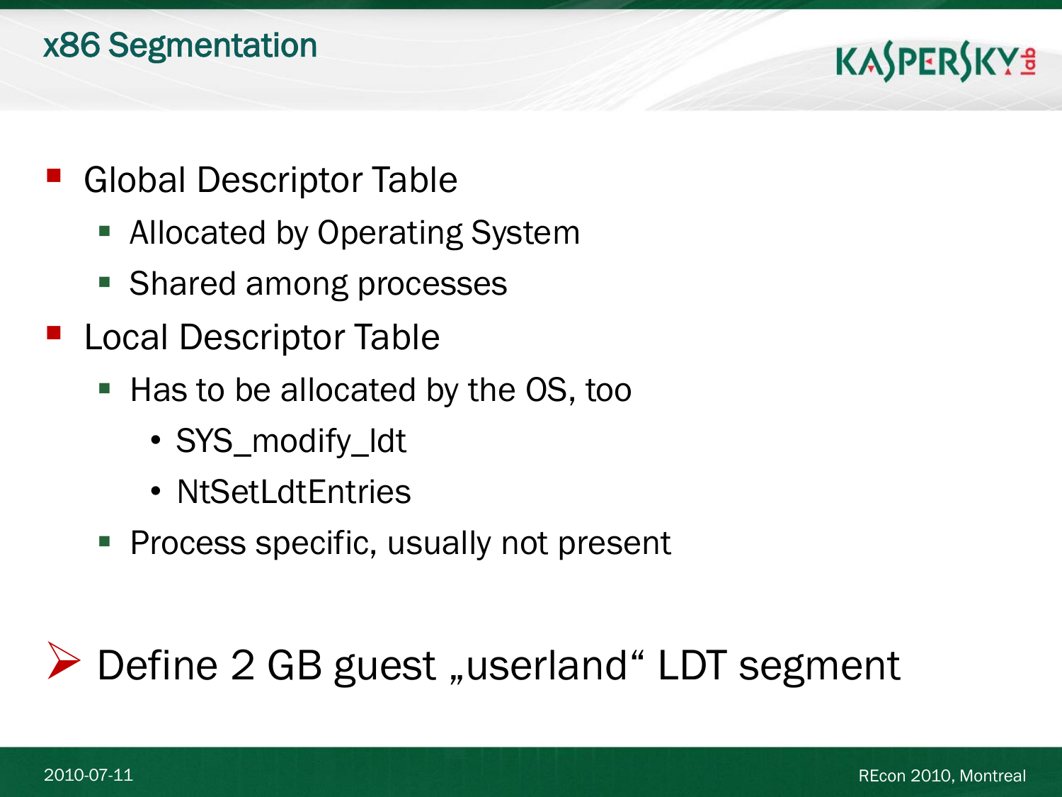# x86 Segmentation

- Global Descriptor Table
  - Allocated by Operating System
  - Shared among processes
- Local Descriptor Table
  - Has to be allocated by the OS, too
    - SYS_modify_ldt
    - NtSetLdtEntries
  - Process specific, usually not present

➢ Define 2 GB guest „userland" LDT segment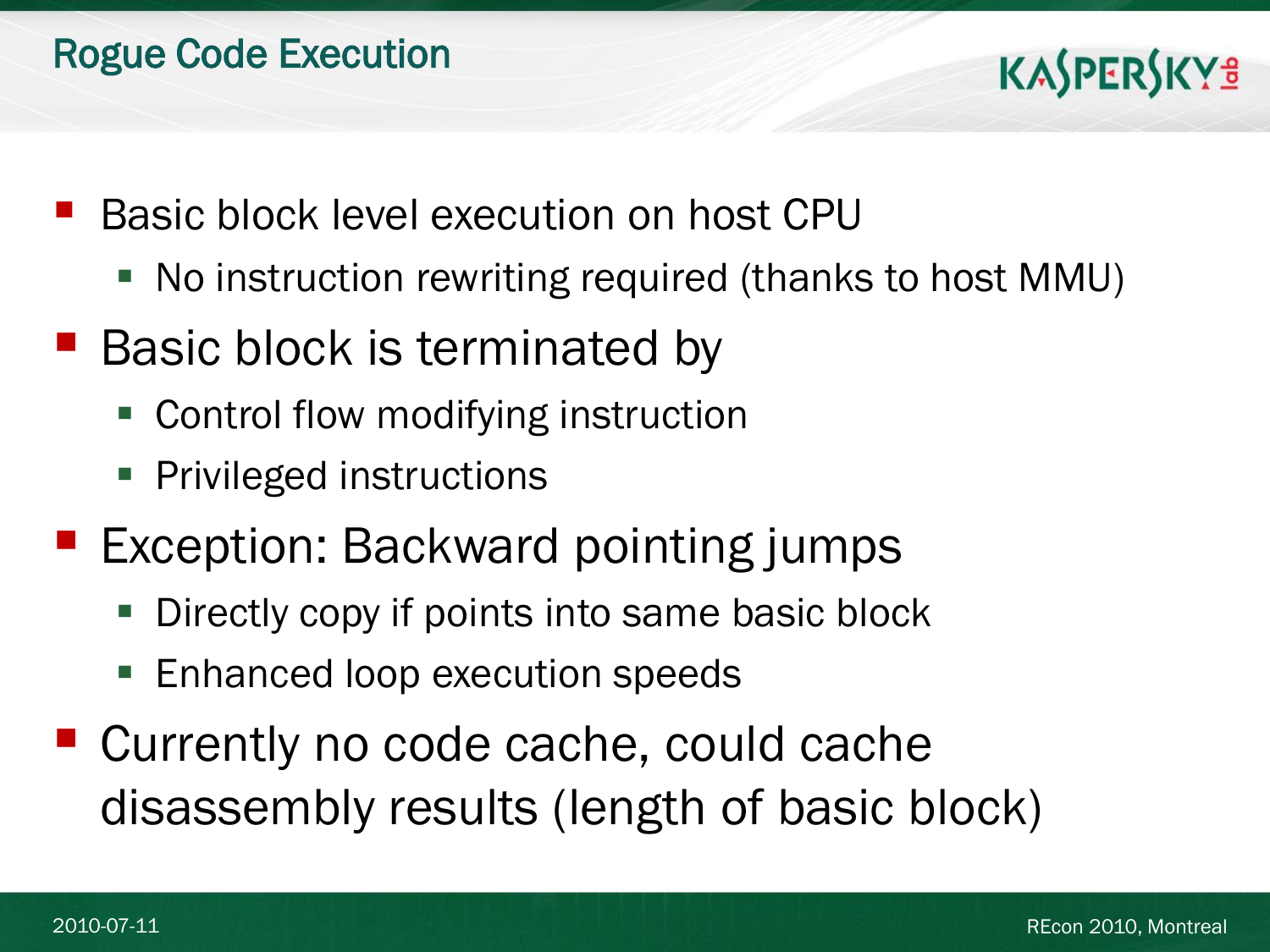# Rogue Code Execution

- Basic block level execution on host CPU
  - No instruction rewriting required (thanks to host MMU)
- Basic block is terminated by
  - Control flow modifying instruction
  - Privileged instructions
- Exception: Backward pointing jumps
  - Directly copy if points into same basic block
  - Enhanced loop execution speeds
- Currently no code cache, could cache disassembly results (length of basic block)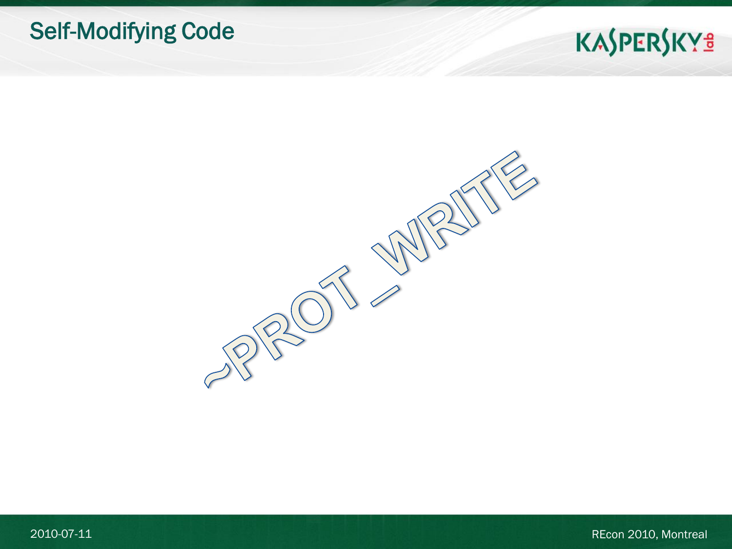# Self-Modifying Code

~PROT_WRITE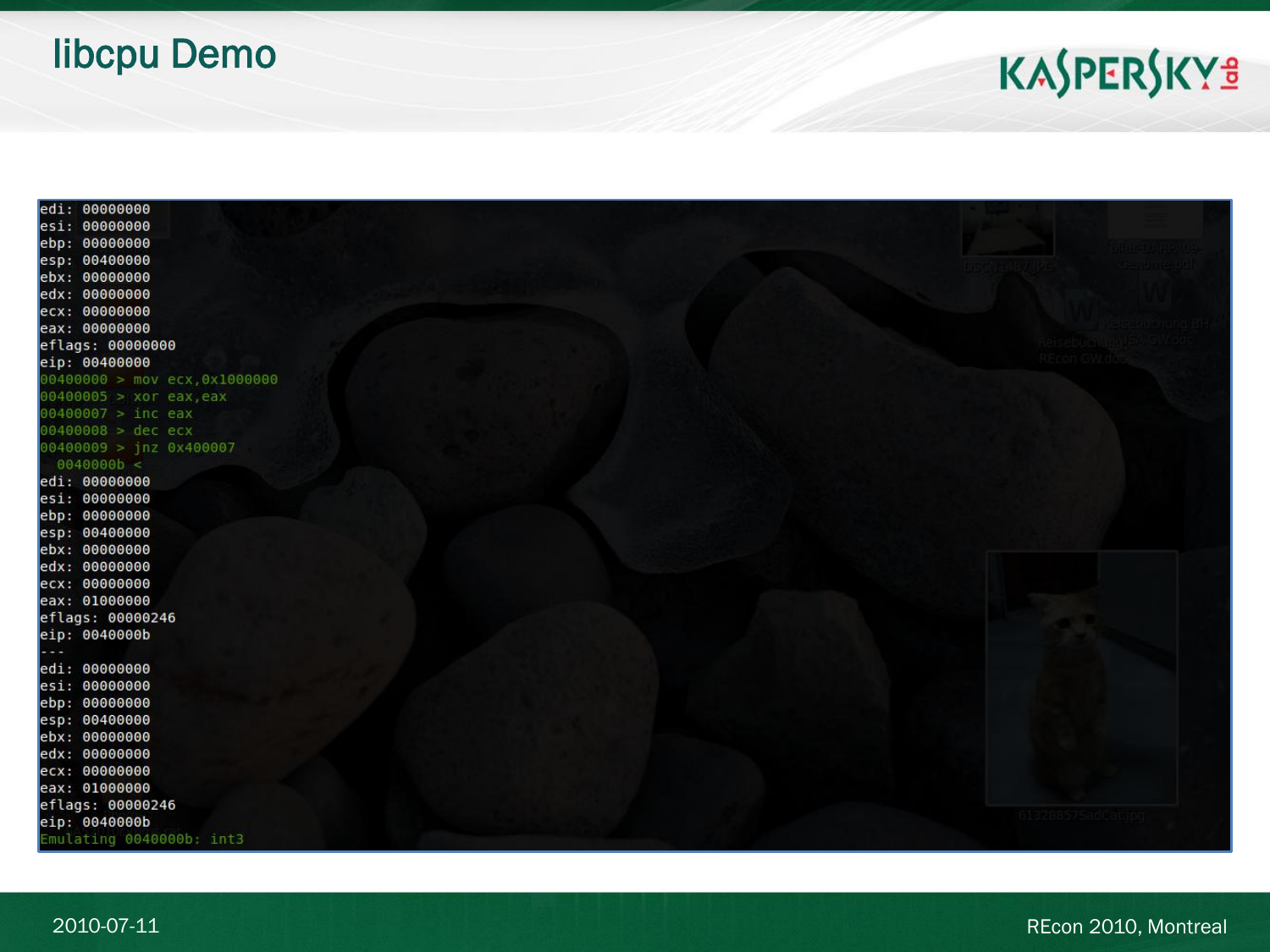# libcpu Demo

```
edi: 00000000
esi: 00000000
ebp: 00000000
esp: 00400000
ebx: 00000000
edx: 00000000
ecx: 00000000
eax: 00000000
eflags: 00000000
eip: 00400000
00400000 > mov ecx,0x1000000
00400005 > xor eax,eax
00400007 > inc eax
00400008 > dec ecx
00400009 > jnz 0x400007
  0040000b <
edi: 00000000
esi: 00000000
ebp: 00000000
esp: 00400000
ebx: 00000000
edx: 00000000
ecx: 00000000
eax: 01000000
eflags: 00000246
eip: 0040000b
---
edi: 00000000
esi: 00000000
ebp: 00000000
esp: 00400000
ebx: 00000000
edx: 00000000
ecx: 00000000
eax: 01000000
eflags: 00000246
eip: 0040000b
Emulating 0040000b: int3
```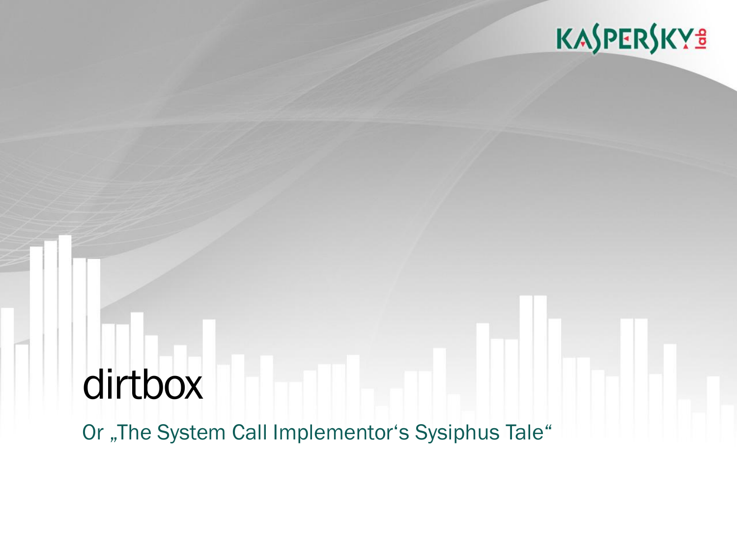# dirtbox

Or „The System Call Implementor‘s Sysiphus Tale“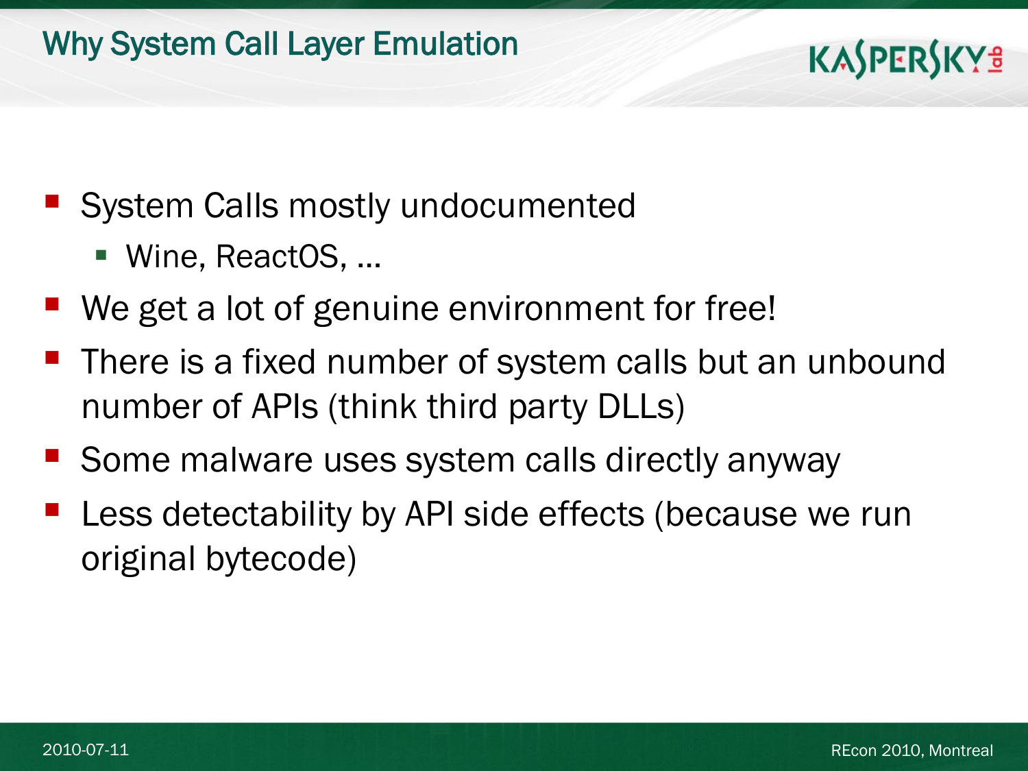# Why System Call Layer Emulation

- System Calls mostly undocumented
  - Wine, ReactOS, …
- We get a lot of genuine environment for free!
- There is a fixed number of system calls but an unbound number of APIs (think third party DLLs)
- Some malware uses system calls directly anyway
- Less detectability by API side effects (because we run original bytecode)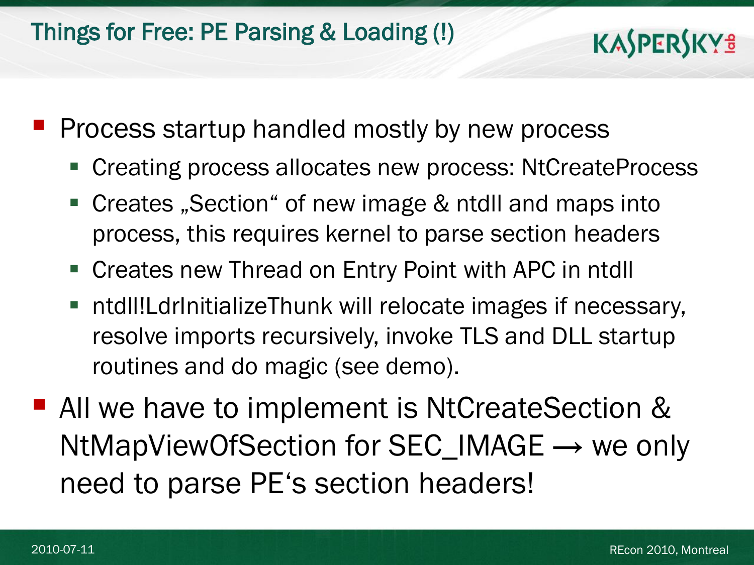# Things for Free: PE Parsing & Loading (!)

- Process startup handled mostly by new process
  - Creating process allocates new process: NtCreateProcess
  - Creates „Section“ of new image & ntdll and maps into process, this requires kernel to parse section headers
  - Creates new Thread on Entry Point with APC in ntdll
  - ntdll!LdrInitializeThunk will relocate images if necessary, resolve imports recursively, invoke TLS and DLL startup routines and do magic (see demo).
- All we have to implement is NtCreateSection & NtMapViewOfSection for SEC_IMAGE → we only need to parse PE‘s section headers!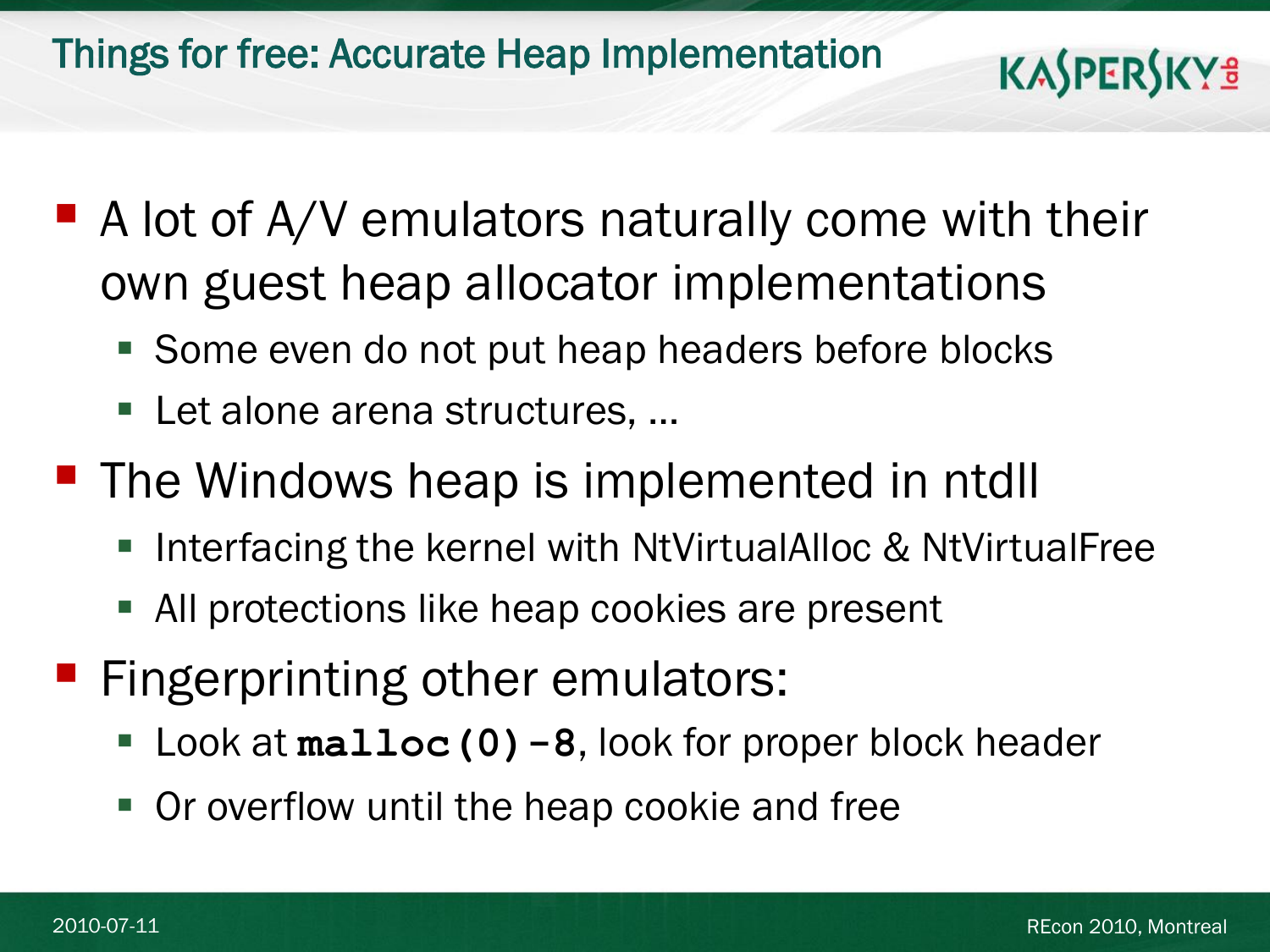# Things for free: Accurate Heap Implementation

- A lot of A/V emulators naturally come with their own guest heap allocator implementations
  - Some even do not put heap headers before blocks
  - Let alone arena structures, …
- The Windows heap is implemented in ntdll
  - Interfacing the kernel with NtVirtualAlloc & NtVirtualFree
  - All protections like heap cookies are present
- Fingerprinting other emulators:
  - Look at **`malloc(0)-8`**, look for proper block header
  - Or overflow until the heap cookie and free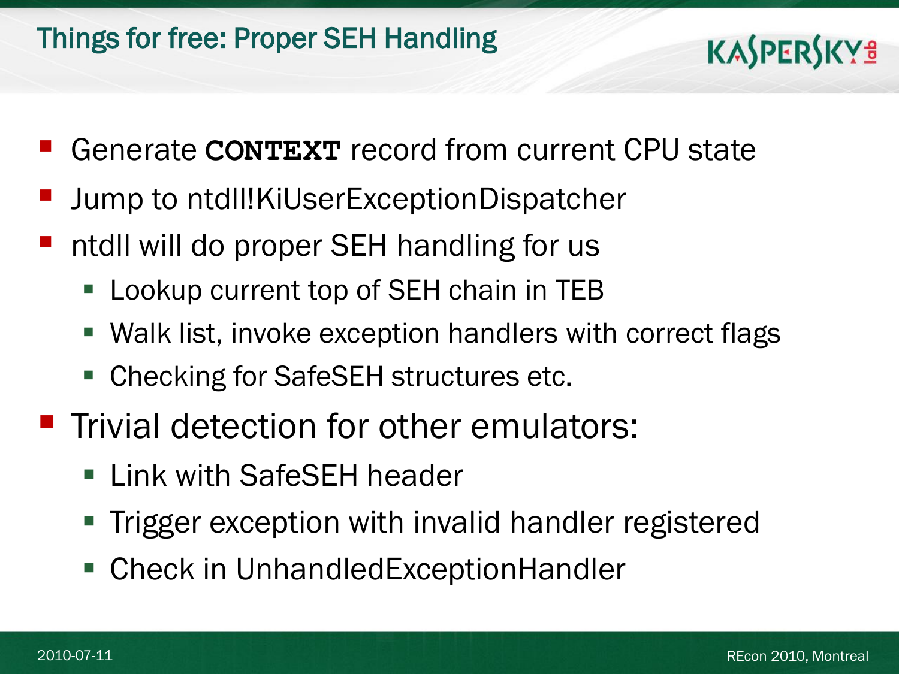# Things for free: Proper SEH Handling

- Generate **`CONTEXT`** record from current CPU state
- Jump to ntdll!KiUserExceptionDispatcher
- ntdll will do proper SEH handling for us
  - Lookup current top of SEH chain in TEB
  - Walk list, invoke exception handlers with correct flags
  - Checking for SafeSEH structures etc.
- Trivial detection for other emulators:
  - Link with SafeSEH header
  - Trigger exception with invalid handler registered
  - Check in UnhandledExceptionHandler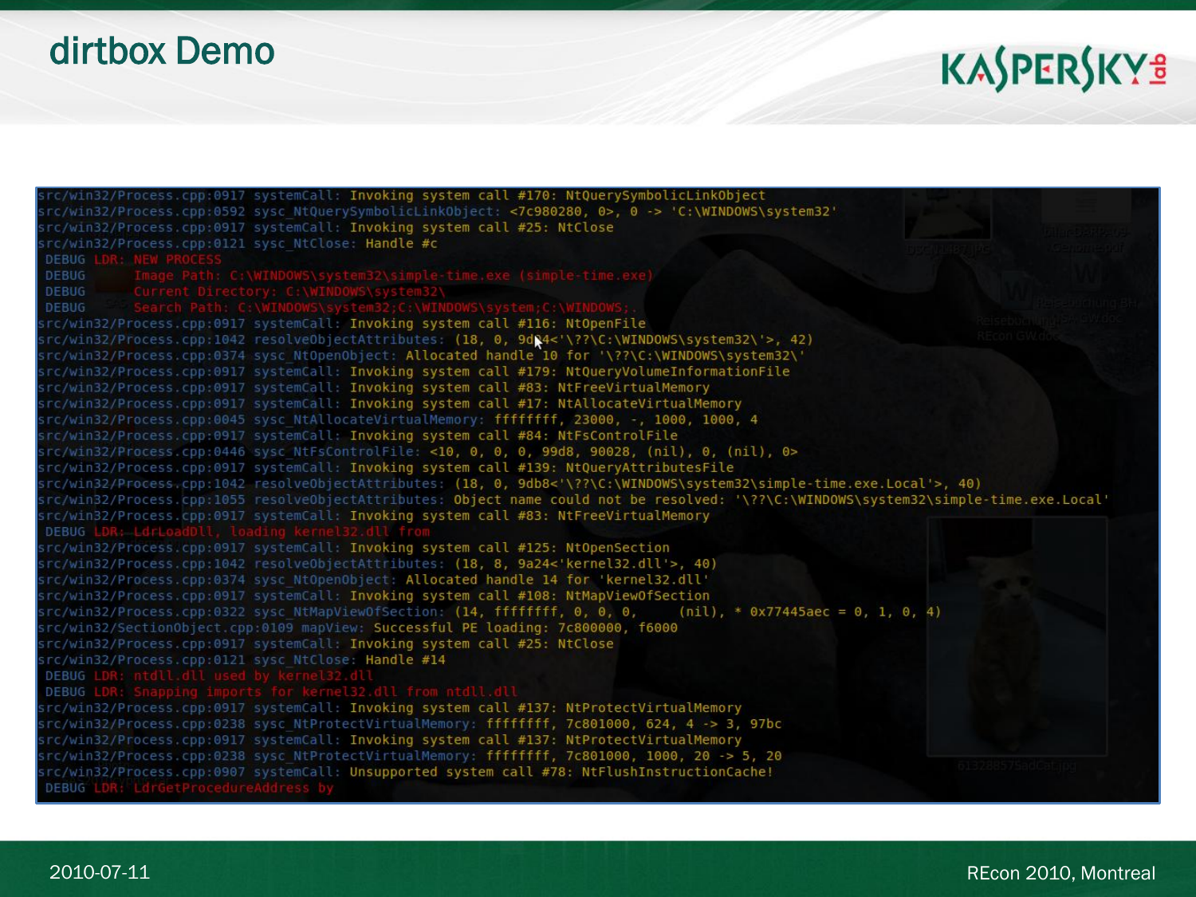# dirtbox Demo

```
src/win32/Process.cpp:0917 systemCall: Invoking system call #170: NtQuerySymbolicLinkObject
src/win32/Process.cpp:0592 sysc_NtQuerySymbolicLinkObject: <7c980280, 0>, 0 -> 'C:\WINDOWS\system32'
src/win32/Process.cpp:0917 systemCall: Invoking system call #25: NtClose
src/win32/Process.cpp:0121 sysc_NtClose: Handle #c
 DEBUG LDR: NEW PROCESS
 DEBUG      Image Path: C:\WINDOWS\system32\simple-time.exe (simple-time.exe)
 DEBUG      Current Directory: C:\WINDOWS\system32\
 DEBUG      Search Path: C:\WINDOWS\system32;C:\WINDOWS\system;C:\WINDOWS;.
src/win32/Process.cpp:0917 systemCall: Invoking system call #116: NtOpenFile
src/win32/Process.cpp:1042 resolveObjectAttributes: (18, 0, 9d84<'\??\C:\WINDOWS\system32\'>, 42)
src/win32/Process.cpp:0374 sysc_NtOpenObject: Allocated handle 10 for '\??\C:\WINDOWS\system32\'
src/win32/Process.cpp:0917 systemCall: Invoking system call #179: NtQueryVolumeInformationFile
src/win32/Process.cpp:0917 systemCall: Invoking system call #83: NtFreeVirtualMemory
src/win32/Process.cpp:0917 systemCall: Invoking system call #17: NtAllocateVirtualMemory
src/win32/Process.cpp:0045 sysc_NtAllocateVirtualMemory: ffffffff, 23000, -, 1000, 1000, 4
src/win32/Process.cpp:0917 systemCall: Invoking system call #84: NtFsControlFile
src/win32/Process.cpp:0446 sysc_NtFsControlFile: <10, 0, 0, 0, 99d8, 90028, (nil), 0, (nil), 0>
src/win32/Process.cpp:0917 systemCall: Invoking system call #139: NtQueryAttributesFile
src/win32/Process.cpp:1042 resolveObjectAttributes: (18, 0, 9db8<'\??\C:\WINDOWS\system32\simple-time.exe.Local'>, 40)
src/win32/Process.cpp:1055 resolveObjectAttributes: Object name could not be resolved: '\??\C:\WINDOWS\system32\simple-time.exe.Local'
src/win32/Process.cpp:0917 systemCall: Invoking system call #83: NtFreeVirtualMemory
 DEBUG LDR: LdrLoadDll, loading kernel32.dll from
src/win32/Process.cpp:0917 systemCall: Invoking system call #125: NtOpenSection
src/win32/Process.cpp:1042 resolveObjectAttributes: (18, 8, 9a24<'kernel32.dll'>, 40)
src/win32/Process.cpp:0374 sysc_NtOpenObject: Allocated handle 14 for 'kernel32.dll'
src/win32/Process.cpp:0917 systemCall: Invoking system call #108: NtMapViewOfSection
src/win32/Process.cpp:0322 sysc_NtMapViewOfSection: (14, ffffffff, 0, 0, 0,     (nil), * 0x77445aec = 0, 1, 0, 4)
src/win32/SectionObject.cpp:0109 mapView: Successful PE loading: 7c800000, f6000
src/win32/Process.cpp:0917 systemCall: Invoking system call #25: NtClose
src/win32/Process.cpp:0121 sysc_NtClose: Handle #14
 DEBUG LDR: ntdll.dll used by kernel32.dll
 DEBUG LDR: Snapping imports for kernel32.dll from ntdll.dll
src/win32/Process.cpp:0917 systemCall: Invoking system call #137: NtProtectVirtualMemory
src/win32/Process.cpp:0238 sysc_NtProtectVirtualMemory: ffffffff, 7c801000, 624, 4 -> 3, 97bc
src/win32/Process.cpp:0917 systemCall: Invoking system call #137: NtProtectVirtualMemory
src/win32/Process.cpp:0238 sysc_NtProtectVirtualMemory: ffffffff, 7c801000, 1000, 20 -> 5, 20
src/win32/Process.cpp:0907 systemCall: Unsupported system call #78: NtFlushInstructionCache!
 DEBUG LDR: LdrGetProcedureAddress by
```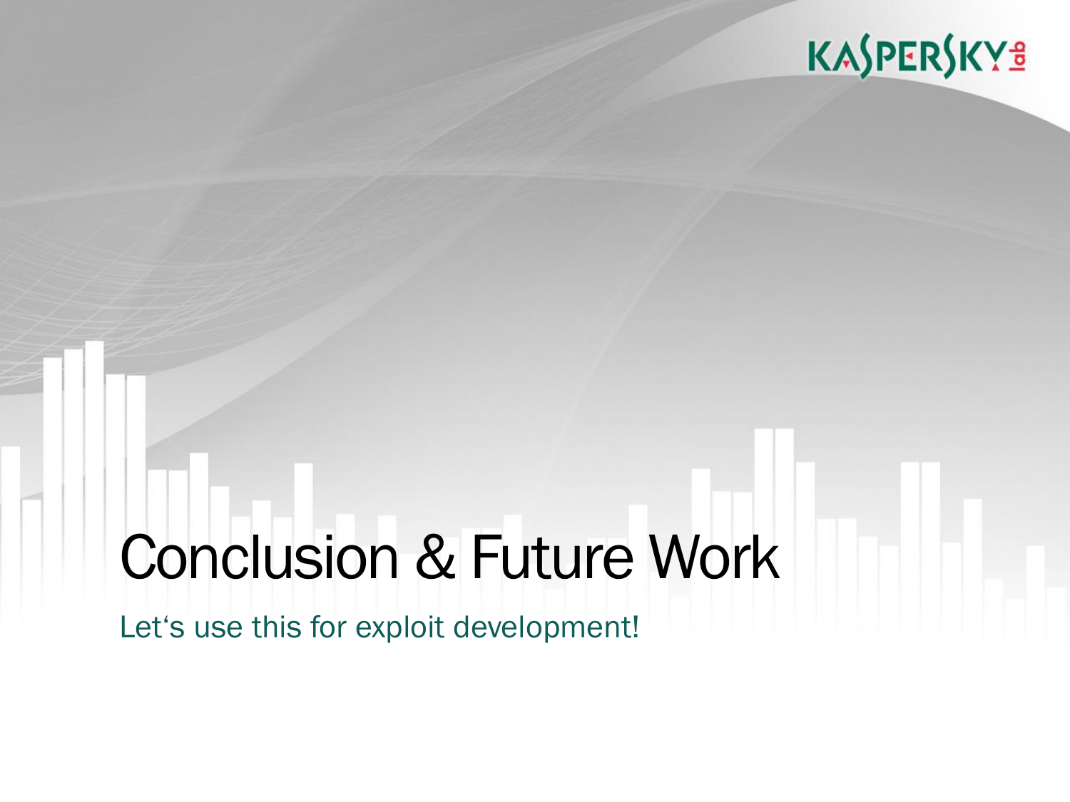# Conclusion & Future Work

Let‘s use this for exploit development!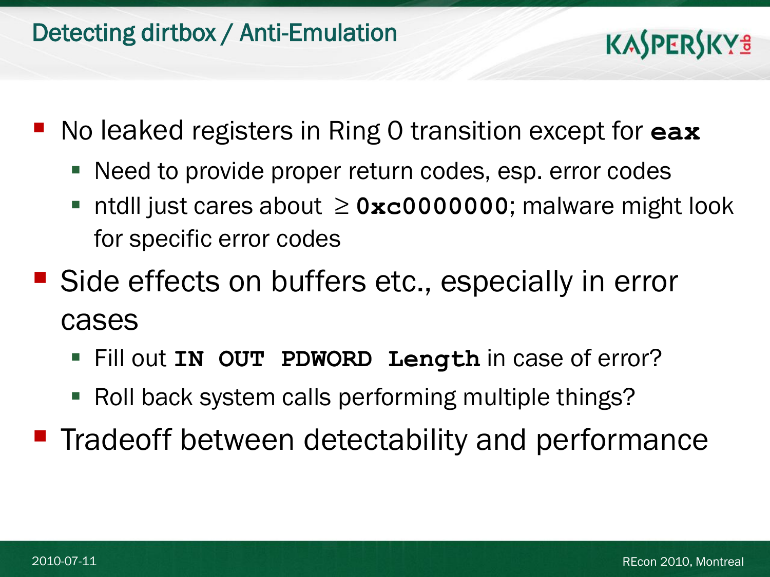# Detecting dirtbox / Anti-Emulation

- No leaked registers in Ring 0 transition except for **`eax`**
  - Need to provide proper return codes, esp. error codes
  - ntdll just cares about $\geq$ **`0xc0000000`**; malware might look for specific error codes
- Side effects on buffers etc., especially in error cases
  - Fill out **`IN OUT PDWORD Length`** in case of error?
  - Roll back system calls performing multiple things?
- Tradeoff between detectability and performance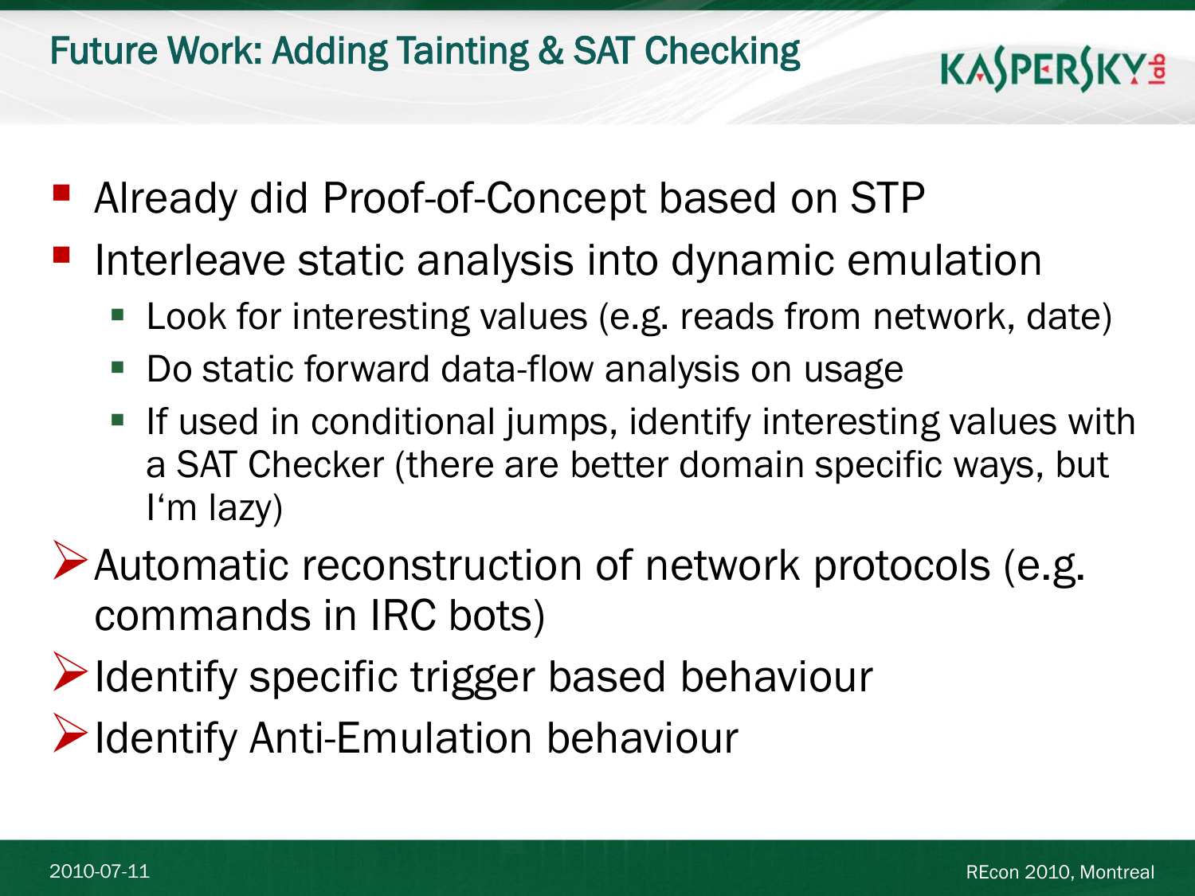# Future Work: Adding Tainting & SAT Checking

- Already did Proof-of-Concept based on STP
- Interleave static analysis into dynamic emulation
  - Look for interesting values (e.g. reads from network, date)
  - Do static forward data-flow analysis on usage
  - If used in conditional jumps, identify interesting values with a SAT Checker (there are better domain specific ways, but I'm lazy)

➢ Automatic reconstruction of network protocols (e.g. commands in IRC bots)

➢ Identify specific trigger based behaviour

➢ Identify Anti-Emulation behaviour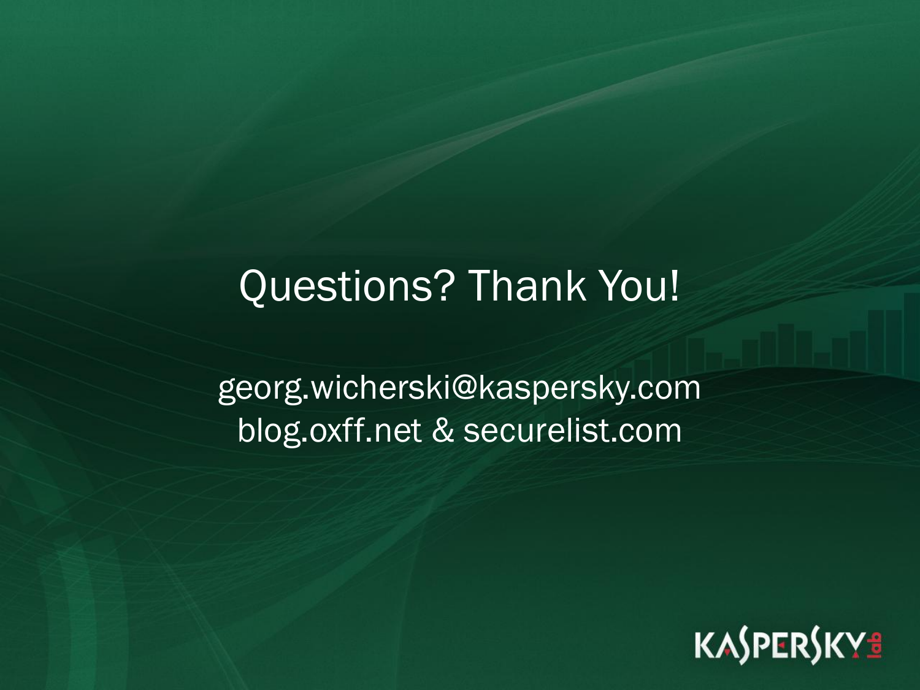# Questions? Thank You!

georg.wicherski@kaspersky.com
blog.oxff.net & securelist.com